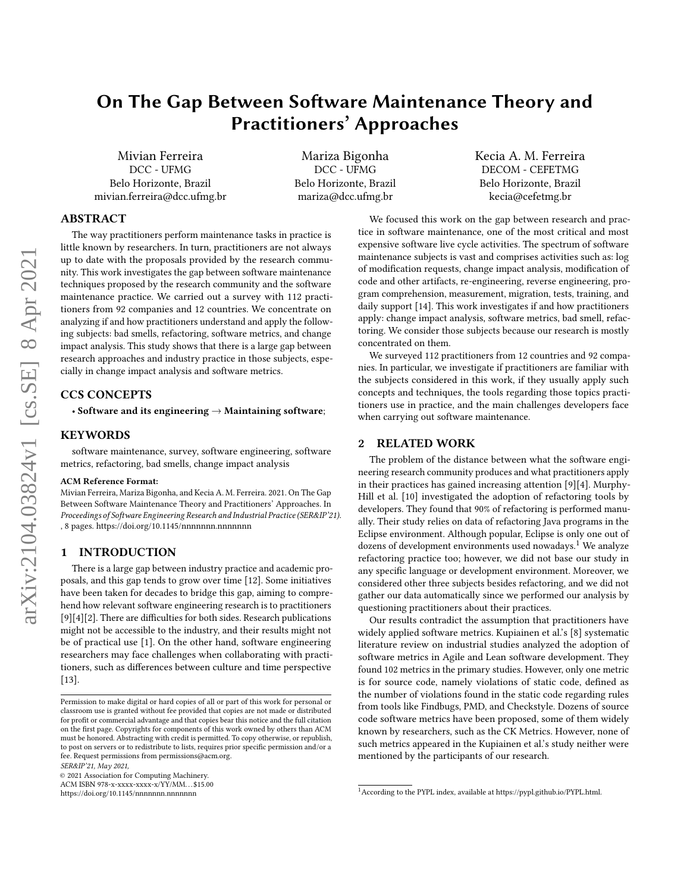# On The Gap Between Software Maintenance Theory and Practitioners' Approaches

Mivian Ferreira
DCC - UFMG
Belo Horizonte, Brazil
mivian.ferreira@dcc.ufmg.br

Mariza Bigonha
DCC - UFMG
Belo Horizonte, Brazil
mariza@dcc.ufmg.br

Kecia A. M. Ferreira
DECOM - CEFETMG
Belo Horizonte, Brazil
kecia@cefetmg.br

## ABSTRACT

The way practitioners perform maintenance tasks in practice is little known by researchers. In turn, practitioners are not always up to date with the proposals provided by the research community. This work investigates the gap between software maintenance techniques proposed by the research community and the software maintenance practice. We carried out a survey with 112 practitioners from 92 companies and 12 countries. We concentrate on analyzing if and how practitioners understand and apply the following subjects: bad smells, refactoring, software metrics, and change impact analysis. This study shows that there is a large gap between research approaches and industry practice in those subjects, especially in change impact analysis and software metrics.

## CCS CONCEPTS

• **Software and its engineering** → **Maintaining software**;

## KEYWORDS

software maintenance, survey, software engineering, software metrics, refactoring, bad smells, change impact analysis

**ACM Reference Format:**
Mivian Ferreira, Mariza Bigonha, and Kecia A. M. Ferreira. 2021. On The Gap Between Software Maintenance Theory and Practitioners' Approaches. In *Proceedings of Software Engineering Research and Industrial Practice (SER&IP'21).* , 8 pages. https://doi.org/10.1145/nnnnnnn.nnnnnnn

## 1 INTRODUCTION

There is a large gap between industry practice and academic proposals, and this gap tends to grow over time [12]. Some initiatives have been taken for decades to bridge this gap, aiming to comprehend how relevant software engineering research is to practitioners [9][4][2]. There are difficulties for both sides. Research publications might not be accessible to the industry, and their results might not be of practical use [1]. On the other hand, software engineering researchers may face challenges when collaborating with practitioners, such as differences between culture and time perspective [13].

We focused this work on the gap between research and practice in software maintenance, one of the most critical and most expensive software live cycle activities. The spectrum of software maintenance subjects is vast and comprises activities such as: log of modification requests, change impact analysis, modification of code and other artifacts, re-engineering, reverse engineering, program comprehension, measurement, migration, tests, training, and daily support [14]. This work investigates if and how practitioners apply: change impact analysis, software metrics, bad smell, refactoring. We consider those subjects because our research is mostly concentrated on them.

We surveyed 112 practitioners from 12 countries and 92 companies. In particular, we investigate if practitioners are familiar with the subjects considered in this work, if they usually apply such concepts and techniques, the tools regarding those topics practitioners use in practice, and the main challenges developers face when carrying out software maintenance.

## 2 RELATED WORK

The problem of the distance between what the software engineering research community produces and what practitioners apply in their practices has gained increasing attention [9][4]. Murphy-Hill et al. [10] investigated the adoption of refactoring tools by developers. They found that 90% of refactoring is performed manually. Their study relies on data of refactoring Java programs in the Eclipse environment. Although popular, Eclipse is only one out of dozens of development environments used nowadays.[1] We analyze refactoring practice too; however, we did not base our study in any specific language or development environment. Moreover, we considered other three subjects besides refactoring, and we did not gather our data automatically since we performed our analysis by questioning practitioners about their practices.

Our results contradict the assumption that practitioners have widely applied software metrics. Kupiainen et al.'s [8] systematic literature review on industrial studies analyzed the adoption of software metrics in Agile and Lean software development. They found 102 metrics in the primary studies. However, only one metric is for source code, namely violations of static code, defined as the number of violations found in the static code regarding rules from tools like Findbugs, PMD, and Checkstyle. Dozens of source code software metrics have been proposed, some of them widely known by researchers, such as the CK Metrics. However, none of such metrics appeared in the Kupiainen et al.'s study neither were mentioned by the participants of our research.

[1] According to the PYPL index, available at https://pypl.github.io/PYPL.html.

Permission to make digital or hard copies of all or part of this work for personal or classroom use is granted without fee provided that copies are not made or distributed for profit or commercial advantage and that copies bear this notice and the full citation on the first page. Copyrights for components of this work owned by others than ACM must be honored. Abstracting with credit is permitted. To copy otherwise, or republish, to post on servers or to redistribute to lists, requires prior specific permission and/or a fee. Request permissions from permissions@acm.org.
*SER&IP'21, May 2021,*
© 2021 Association for Computing Machinery.
ACM ISBN 978-x-xxxx-xxxx-x/YY/MM…$15.00
https://doi.org/10.1145/nnnnnnn.nnnnnnn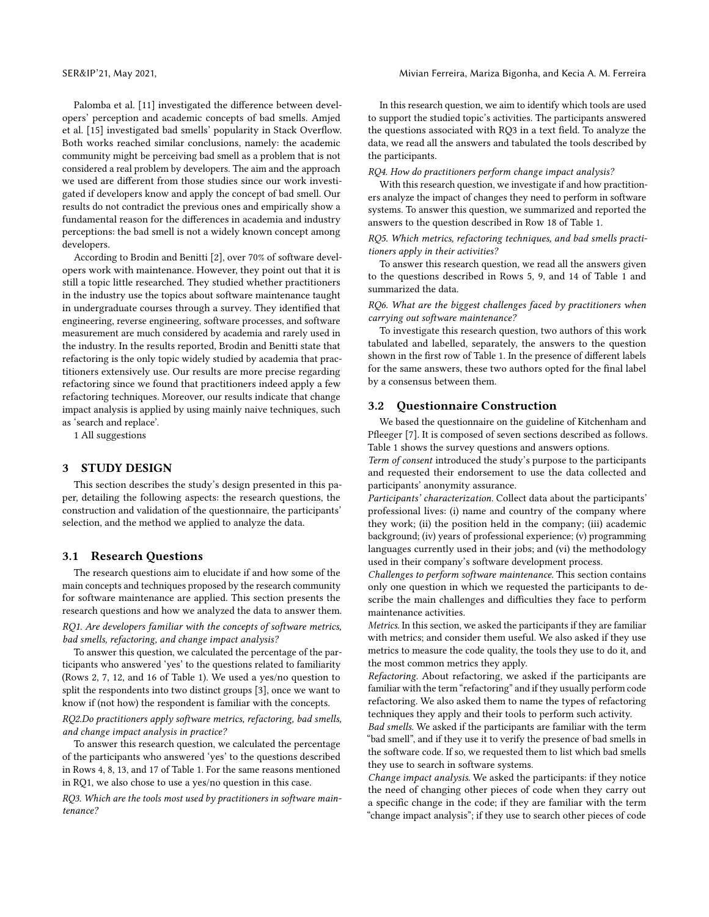Palomba et al. [11] investigated the difference between developers' perception and academic concepts of bad smells. Amjed et al. [15] investigated bad smells' popularity in Stack Overflow. Both works reached similar conclusions, namely: the academic community might be perceiving bad smell as a problem that is not considered a real problem by developers. The aim and the approach we used are different from those studies since our work investigated if developers know and apply the concept of bad smell. Our results do not contradict the previous ones and empirically show a fundamental reason for the differences in academia and industry perceptions: the bad smell is not a widely known concept among developers.

According to Brodin and Benitti [2], over 70% of software developers work with maintenance. However, they point out that it is still a topic little researched. They studied whether practitioners in the industry use the topics about software maintenance taught in undergraduate courses through a survey. They identified that engineering, reverse engineering, software processes, and software measurement are much considered by academia and rarely used in the industry. In the results reported, Brodin and Benitti state that refactoring is the only topic widely studied by academia that practitioners extensively use. Our results are more precise regarding refactoring since we found that practitioners indeed apply a few refactoring techniques. Moreover, our results indicate that change impact analysis is applied by using mainly naive techniques, such as 'search and replace'.

1 All suggestions

## 3 STUDY DESIGN

This section describes the study's design presented in this paper, detailing the following aspects: the research questions, the construction and validation of the questionnaire, the participants' selection, and the method we applied to analyze the data.

### 3.1 Research Questions

The research questions aim to elucidate if and how some of the main concepts and techniques proposed by the research community for software maintenance are applied. This section presents the research questions and how we analyzed the data to answer them.

*RQ1. Are developers familiar with the concepts of software metrics, bad smells, refactoring, and change impact analysis?*

To answer this question, we calculated the percentage of the participants who answered 'yes' to the questions related to familiarity (Rows 2, 7, 12, and 16 of Table 1). We used a yes/no question to split the respondents into two distinct groups [3], once we want to know if (not how) the respondent is familiar with the concepts.

*RQ2.Do practitioners apply software metrics, refactoring, bad smells, and change impact analysis in practice?*

To answer this research question, we calculated the percentage of the participants who answered 'yes' to the questions described in Rows 4, 8, 13, and 17 of Table 1. For the same reasons mentioned in RQ1, we also chose to use a yes/no question in this case.

*RQ3. Which are the tools most used by practitioners in software maintenance?*

In this research question, we aim to identify which tools are used to support the studied topic's activities. The participants answered the questions associated with RQ3 in a text field. To analyze the data, we read all the answers and tabulated the tools described by the participants.

*RQ4. How do practitioners perform change impact analysis?*

With this research question, we investigate if and how practitioners analyze the impact of changes they need to perform in software systems. To answer this question, we summarized and reported the answers to the question described in Row 18 of Table 1.

*RQ5. Which metrics, refactoring techniques, and bad smells practitioners apply in their activities?*

To answer this research question, we read all the answers given to the questions described in Rows 5, 9, and 14 of Table 1 and summarized the data.

*RQ6. What are the biggest challenges faced by practitioners when carrying out software maintenance?*

To investigate this research question, two authors of this work tabulated and labelled, separately, the answers to the question shown in the first row of Table 1. In the presence of different labels for the same answers, these two authors opted for the final label by a consensus between them.

### 3.2 Questionnaire Construction

We based the questionnaire on the guideline of Kitchenham and Pfleeger [7]. It is composed of seven sections described as follows. Table 1 shows the survey questions and answers options.

*Term of consent* introduced the study's purpose to the participants and requested their endorsement to use the data collected and participants' anonymity assurance.

*Participants' characterization.* Collect data about the participants' professional lives: (i) name and country of the company where they work; (ii) the position held in the company; (iii) academic background; (iv) years of professional experience; (v) programming languages currently used in their jobs; and (vi) the methodology used in their company's software development process.

*Challenges to perform software maintenance.* This section contains only one question in which we requested the participants to describe the main challenges and difficulties they face to perform maintenance activities.

*Metrics.* In this section, we asked the participants if they are familiar with metrics; and consider them useful. We also asked if they use metrics to measure the code quality, the tools they use to do it, and the most common metrics they apply.

*Refactoring.* About refactoring, we asked if the participants are familiar with the term "refactoring" and if they usually perform code refactoring. We also asked them to name the types of refactoring techniques they apply and their tools to perform such activity.

*Bad smells.* We asked if the participants are familiar with the term "bad smell", and if they use it to verify the presence of bad smells in the software code. If so, we requested them to list which bad smells they use to search in software systems.

*Change impact analysis.* We asked the participants: if they notice the need of changing other pieces of code when they carry out a specific change in the code; if they are familiar with the term "change impact analysis"; if they use to search other pieces of code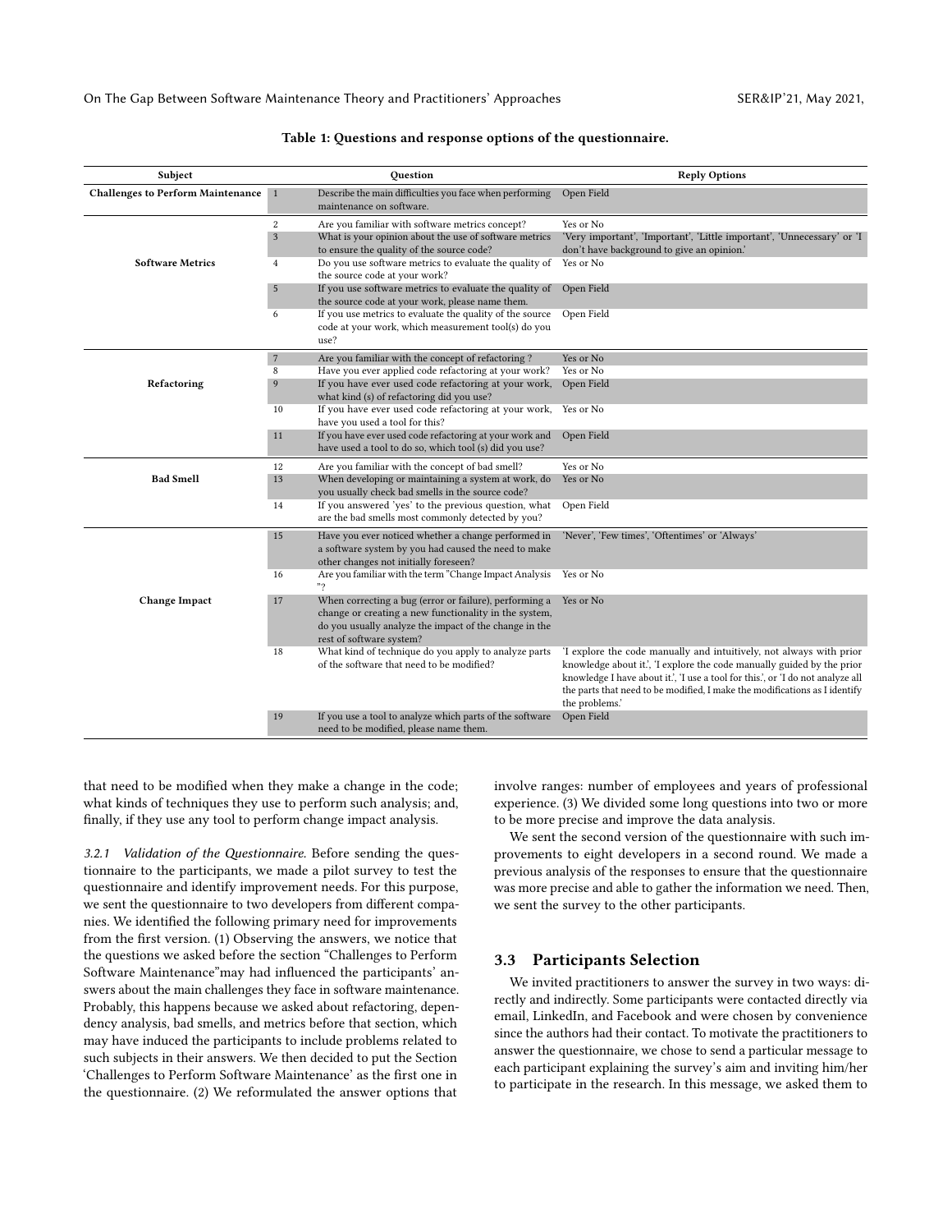Table 1: Questions and response options of the questionnaire.

| Subject | | Question | Reply Options |
|---|---|---|---|
| Challenges to Perform Maintenance | 1 | Describe the main difficulties you face when performing maintenance on software. | Open Field |
| Software Metrics | 2 | Are you familiar with software metrics concept? | Yes or No |
| | 3 | What is your opinion about the use of software metrics to ensure the quality of the source code? | 'Very important', 'Important', 'Little important', 'Unnecessary' or 'I don't have background to give an opinion.' |
| | 4 | Do you use software metrics to evaluate the quality of the source code at your work? | Yes or No |
| | 5 | If you use software metrics to evaluate the quality of the source code at your work, please name them. | Open Field |
| | 6 | If you use metrics to evaluate the quality of the source code at your work, which measurement tool(s) do you use? | Open Field |
| Refactoring | 7 | Are you familiar with the concept of refactoring ? | Yes or No |
| | 8 | Have you ever applied code refactoring at your work? | Yes or No |
| | 9 | If you have ever used code refactoring at your work, what kind (s) of refactoring did you use? | Open Field |
| | 10 | If you have ever used code refactoring at your work, have you used a tool for this? | Yes or No |
| | 11 | If you have ever used code refactoring at your work and have used a tool to do so, which tool (s) did you use? | Open Field |
| Bad Smell | 12 | Are you familiar with the concept of bad smell? | Yes or No |
| | 13 | When developing or maintaining a system at work, do you usually check bad smells in the source code? | Yes or No |
| | 14 | If you answered 'yes' to the previous question, what are the bad smells most commonly detected by you? | Open Field |
| Change Impact | 15 | Have you ever noticed whether a change performed in a software system by you had caused the need to make other changes not initially foreseen? | 'Never', 'Few times', 'Oftentimes' or 'Always' |
| | 16 | Are you familiar with the term "Change Impact Analysis "? | Yes or No |
| | 17 | When correcting a bug (error or failure), performing a change or creating a new functionality in the system, do you usually analyze the impact of the change in the rest of software system? | Yes or No |
| | 18 | What kind of technique do you apply to analyze parts of the software that need to be modified? | 'I explore the code manually and intuitively, not always with prior knowledge about it.', 'I explore the code manually guided by the prior knowledge I have about it.', 'I use a tool for this.', or 'I do not analyze all the parts that need to be modified, I make the modifications as I identify the problems.' |
| | 19 | If you use a tool to analyze which parts of the software need to be modified, please name them. | Open Field |

that need to be modified when they make a change in the code; what kinds of techniques they use to perform such analysis; and, finally, if they use any tool to perform change impact analysis.

*3.2.1 Validation of the Questionnaire.* Before sending the questionnaire to the participants, we made a pilot survey to test the questionnaire and identify improvement needs. For this purpose, we sent the questionnaire to two developers from different companies. We identified the following primary need for improvements from the first version. (1) Observing the answers, we notice that the questions we asked before the section "Challenges to Perform Software Maintenance"may had influenced the participants' answers about the main challenges they face in software maintenance. Probably, this happens because we asked about refactoring, dependency analysis, bad smells, and metrics before that section, which may have induced the participants to include problems related to such subjects in their answers. We then decided to put the Section 'Challenges to Perform Software Maintenance' as the first one in the questionnaire. (2) We reformulated the answer options that involve ranges: number of employees and years of professional experience. (3) We divided some long questions into two or more to be more precise and improve the data analysis.

We sent the second version of the questionnaire with such improvements to eight developers in a second round. We made a previous analysis of the responses to ensure that the questionnaire was more precise and able to gather the information we need. Then, we sent the survey to the other participants.

### 3.3 Participants Selection

We invited practitioners to answer the survey in two ways: directly and indirectly. Some participants were contacted directly via email, LinkedIn, and Facebook and were chosen by convenience since the authors had their contact. To motivate the practitioners to answer the questionnaire, we chose to send a particular message to each participant explaining the survey's aim and inviting him/her to participate in the research. In this message, we asked them to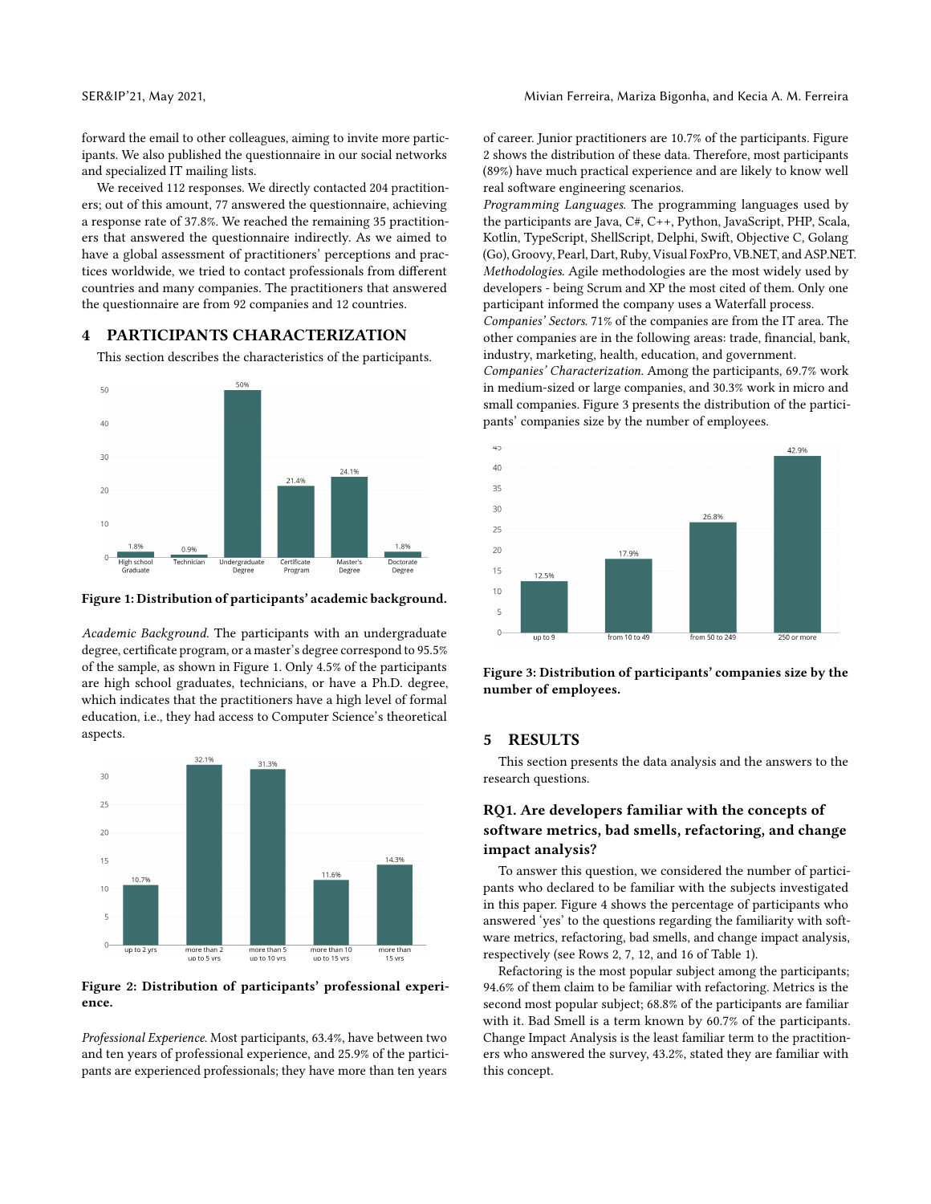forward the email to other colleagues, aiming to invite more participants. We also published the questionnaire in our social networks and specialized IT mailing lists.

We received 112 responses. We directly contacted 204 practitioners; out of this amount, 77 answered the questionnaire, achieving a response rate of 37.8%. We reached the remaining 35 practitioners that answered the questionnaire indirectly. As we aimed to have a global assessment of practitioners' perceptions and practices worldwide, we tried to contact professionals from different countries and many companies. The practitioners that answered the questionnaire are from 92 companies and 12 countries.

## 4 PARTICIPANTS CHARACTERIZATION

This section describes the characteristics of the participants.

**Figure 1: Distribution of participants' academic background.**

*Academic Background.* The participants with an undergraduate degree, certificate program, or a master's degree correspond to 95.5% of the sample, as shown in Figure 1. Only 4.5% of the participants are high school graduates, technicians, or have a Ph.D. degree, which indicates that the practitioners have a high level of formal education, i.e., they had access to Computer Science's theoretical aspects.

**Figure 2: Distribution of participants' professional experience.**

*Professional Experience.* Most participants, 63.4%, have between two and ten years of professional experience, and 25.9% of the participants are experienced professionals; they have more than ten years of career. Junior practitioners are 10.7% of the participants. Figure 2 shows the distribution of these data. Therefore, most participants (89%) have much practical experience and are likely to know well real software engineering scenarios.

*Programming Languages.* The programming languages used by the participants are Java, C#, C++, Python, JavaScript, PHP, Scala, Kotlin, TypeScript, ShellScript, Delphi, Swift, Objective C, Golang (Go), Groovy, Pearl, Dart, Ruby, Visual FoxPro, VB.NET, and ASP.NET.

*Methodologies.* Agile methodologies are the most widely used by developers - being Scrum and XP the most cited of them. Only one participant informed the company uses a Waterfall process.

*Companies' Sectors.* 71% of the companies are from the IT area. The other companies are in the following areas: trade, financial, bank, industry, marketing, health, education, and government.

*Companies' Characterization.* Among the participants, 69.7% work in medium-sized or large companies, and 30.3% work in micro and small companies. Figure 3 presents the distribution of the participants' companies size by the number of employees.

**Figure 3: Distribution of participants' companies size by the number of employees.**

## 5 RESULTS

This section presents the data analysis and the answers to the research questions.

### RQ1. Are developers familiar with the concepts of software metrics, bad smells, refactoring, and change impact analysis?

To answer this question, we considered the number of participants who declared to be familiar with the subjects investigated in this paper. Figure 4 shows the percentage of participants who answered 'yes' to the questions regarding the familiarity with software metrics, refactoring, bad smells, and change impact analysis, respectively (see Rows 2, 7, 12, and 16 of Table 1).

Refactoring is the most popular subject among the participants; 94.6% of them claim to be familiar with refactoring. Metrics is the second most popular subject; 68.8% of the participants are familiar with it. Bad Smell is a term known by 60.7% of the participants. Change Impact Analysis is the least familiar term to the practitioners who answered the survey, 43.2%, stated they are familiar with this concept.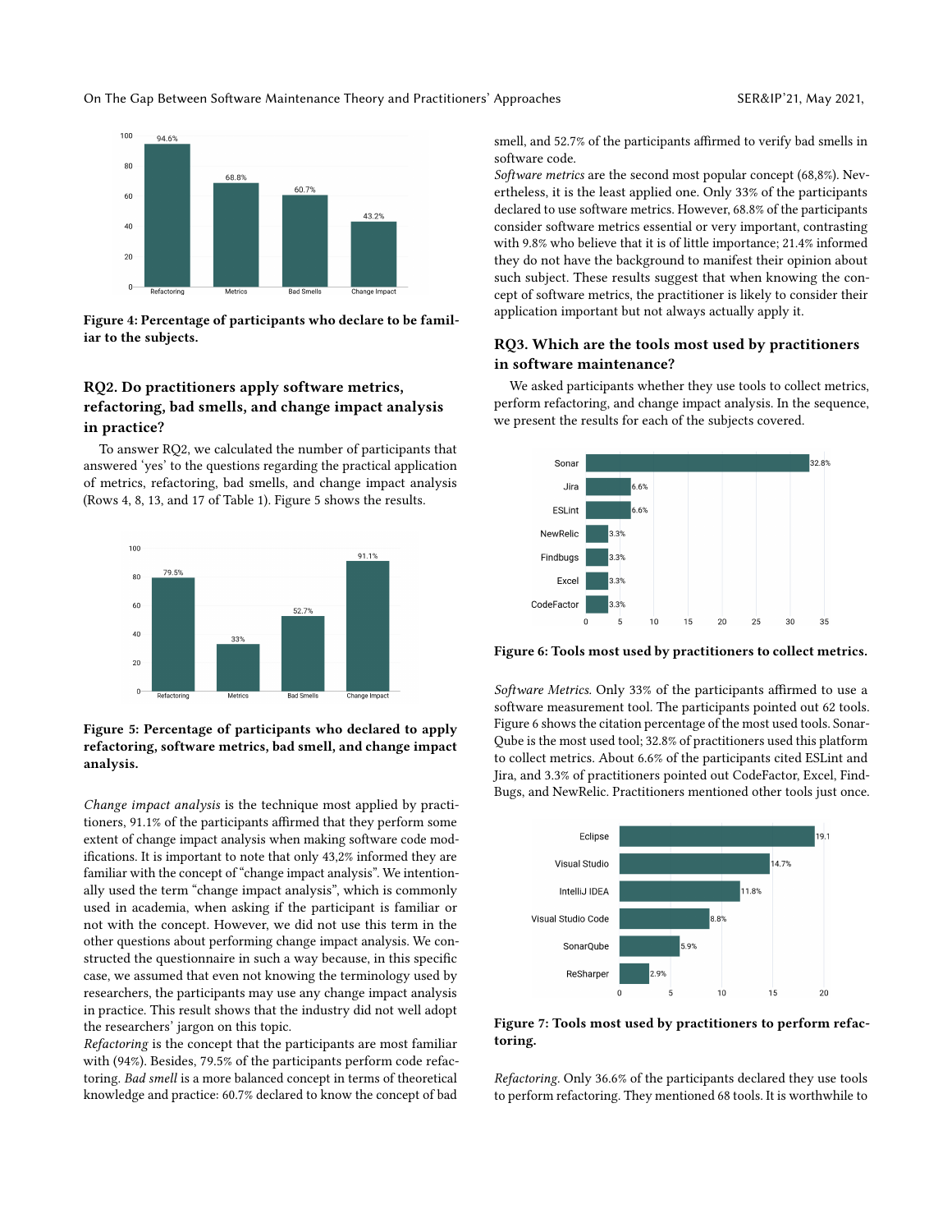Figure 4: Percentage of participants who declare to be familiar to the subjects.

### RQ2. Do practitioners apply software metrics, refactoring, bad smells, and change impact analysis in practice?

To answer RQ2, we calculated the number of participants that answered 'yes' to the questions regarding the practical application of metrics, refactoring, bad smells, and change impact analysis (Rows 4, 8, 13, and 17 of Table 1). Figure 5 shows the results.

Figure 5: Percentage of participants who declared to apply refactoring, software metrics, bad smell, and change impact analysis.

*Change impact analysis* is the technique most applied by practitioners, 91.1% of the participants affirmed that they perform some extent of change impact analysis when making software code modifications. It is important to note that only 43,2% informed they are familiar with the concept of "change impact analysis". We intentionally used the term "change impact analysis", which is commonly used in academia, when asking if the participant is familiar or not with the concept. However, we did not use this term in the other questions about performing change impact analysis. We constructed the questionnaire in such a way because, in this specific case, we assumed that even not knowing the terminology used by researchers, the participants may use any change impact analysis in practice. This result shows that the industry did not well adopt the researchers' jargon on this topic.

*Refactoring* is the concept that the participants are most familiar with (94%). Besides, 79.5% of the participants perform code refactoring. *Bad smell* is a more balanced concept in terms of theoretical knowledge and practice: 60.7% declared to know the concept of bad smell, and 52.7% of the participants affirmed to verify bad smells in software code.

*Software metrics* are the second most popular concept (68,8%). Nevertheless, it is the least applied one. Only 33% of the participants declared to use software metrics. However, 68.8% of the participants consider software metrics essential or very important, contrasting with 9.8% who believe that it is of little importance; 21.4% informed they do not have the background to manifest their opinion about such subject. These results suggest that when knowing the concept of software metrics, the practitioner is likely to consider their application important but not always actually apply it.

### RQ3. Which are the tools most used by practitioners in software maintenance?

We asked participants whether they use tools to collect metrics, perform refactoring, and change impact analysis. In the sequence, we present the results for each of the subjects covered.

Figure 6: Tools most used by practitioners to collect metrics.

*Software Metrics.* Only 33% of the participants affirmed to use a software measurement tool. The participants pointed out 62 tools. Figure 6 shows the citation percentage of the most used tools. SonarQube is the most used tool; 32.8% of practitioners used this platform to collect metrics. About 6.6% of the participants cited ESLint and Jira, and 3.3% of practitioners pointed out CodeFactor, Excel, FindBugs, and NewRelic. Practitioners mentioned other tools just once.

Figure 7: Tools most used by practitioners to perform refactoring.

*Refactoring.* Only 36.6% of the participants declared they use tools to perform refactoring. They mentioned 68 tools. It is worthwhile to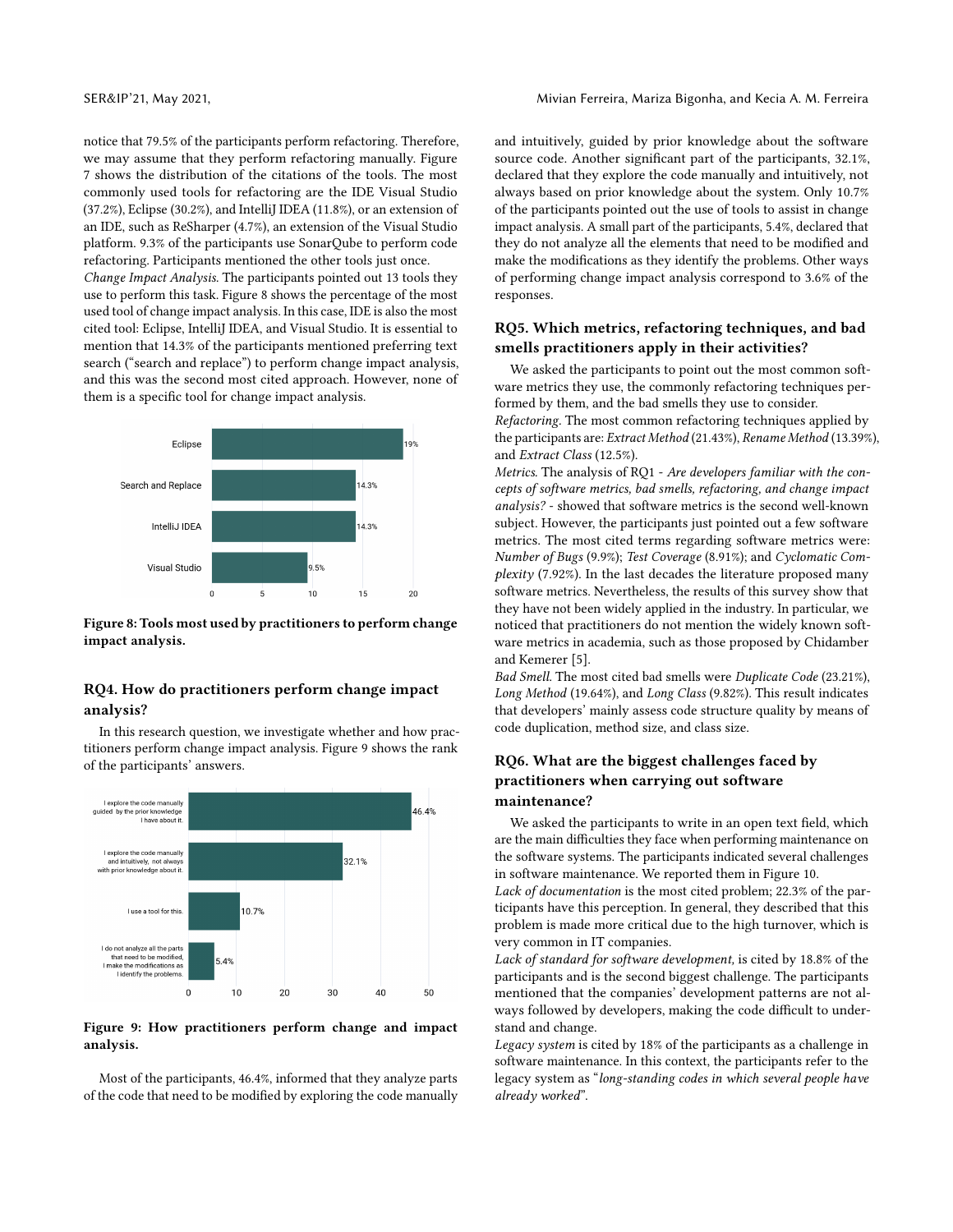notice that 79.5% of the participants perform refactoring. Therefore, we may assume that they perform refactoring manually. Figure 7 shows the distribution of the citations of the tools. The most commonly used tools for refactoring are the IDE Visual Studio (37.2%), Eclipse (30.2%), and IntelliJ IDEA (11.8%), or an extension of an IDE, such as ReSharper (4.7%), an extension of the Visual Studio platform. 9.3% of the participants use SonarQube to perform code refactoring. Participants mentioned the other tools just once.

*Change Impact Analysis.* The participants pointed out 13 tools they use to perform this task. Figure 8 shows the percentage of the most used tool of change impact analysis. In this case, IDE is also the most cited tool: Eclipse, IntelliJ IDEA, and Visual Studio. It is essential to mention that 14.3% of the participants mentioned preferring text search ("search and replace") to perform change impact analysis, and this was the second most cited approach. However, none of them is a specific tool for change impact analysis.

**Figure 8: Tools most used by practitioners to perform change impact analysis.**

## RQ4. How do practitioners perform change impact analysis?

In this research question, we investigate whether and how practitioners perform change impact analysis. Figure 9 shows the rank of the participants' answers.

**Figure 9: How practitioners perform change and impact analysis.**

Most of the participants, 46.4%, informed that they analyze parts of the code that need to be modified by exploring the code manually and intuitively, guided by prior knowledge about the software source code. Another significant part of the participants, 32.1%, declared that they explore the code manually and intuitively, not always based on prior knowledge about the system. Only 10.7% of the participants pointed out the use of tools to assist in change impact analysis. A small part of the participants, 5.4%, declared that they do not analyze all the elements that need to be modified and make the modifications as they identify the problems. Other ways of performing change impact analysis correspond to 3.6% of the responses.

## RQ5. Which metrics, refactoring techniques, and bad smells practitioners apply in their activities?

We asked the participants to point out the most common software metrics they use, the commonly refactoring techniques performed by them, and the bad smells they use to consider.

*Refactoring.* The most common refactoring techniques applied by the participants are: *Extract Method* (21.43%), *Rename Method* (13.39%), and *Extract Class* (12.5%).

*Metrics.* The analysis of RQ1 - *Are developers familiar with the concepts of software metrics, bad smells, refactoring, and change impact analysis?* - showed that software metrics is the second well-known subject. However, the participants just pointed out a few software metrics. The most cited terms regarding software metrics were: *Number of Bugs* (9.9%); *Test Coverage* (8.91%); and *Cyclomatic Complexity* (7.92%). In the last decades the literature proposed many software metrics. Nevertheless, the results of this survey show that they have not been widely applied in the industry. In particular, we noticed that practitioners do not mention the widely known software metrics in academia, such as those proposed by Chidamber and Kemerer [5].

*Bad Smell.* The most cited bad smells were *Duplicate Code* (23.21%), *Long Method* (19.64%), and *Long Class* (9.82%). This result indicates that developers' mainly assess code structure quality by means of code duplication, method size, and class size.

## RQ6. What are the biggest challenges faced by practitioners when carrying out software maintenance?

We asked the participants to write in an open text field, which are the main difficulties they face when performing maintenance on the software systems. The participants indicated several challenges in software maintenance. We reported them in Figure 10.

*Lack of documentation* is the most cited problem; 22.3% of the participants have this perception. In general, they described that this problem is made more critical due to the high turnover, which is very common in IT companies.

*Lack of standard for software development,* is cited by 18.8% of the participants and is the second biggest challenge. The participants mentioned that the companies' development patterns are not always followed by developers, making the code difficult to understand and change.

*Legacy system* is cited by 18% of the participants as a challenge in software maintenance. In this context, the participants refer to the legacy system as "*long-standing codes in which several people have already worked*".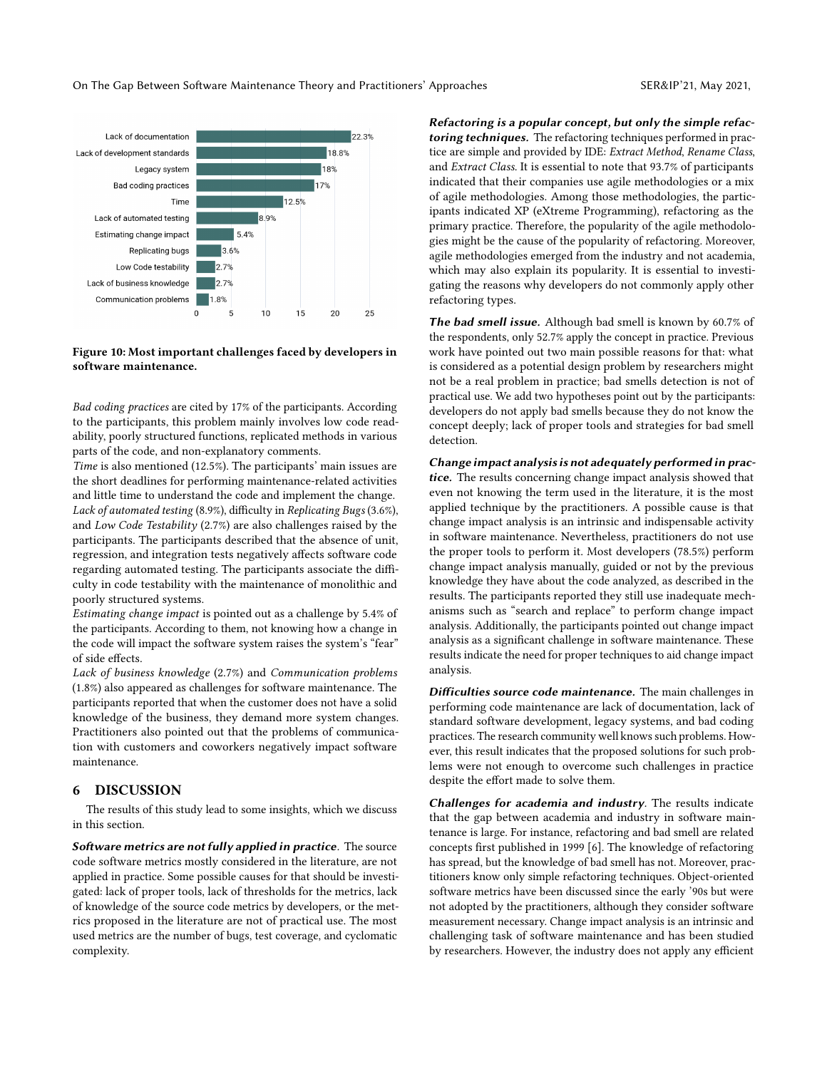Figure 10: Most important challenges faced by developers in software maintenance.

*Bad coding practices* are cited by 17% of the participants. According to the participants, this problem mainly involves low code readability, poorly structured functions, replicated methods in various parts of the code, and non-explanatory comments.

*Time* is also mentioned (12.5%). The participants' main issues are the short deadlines for performing maintenance-related activities and little time to understand the code and implement the change.

*Lack of automated testing* (8.9%), difficulty in *Replicating Bugs* (3.6%), and *Low Code Testability* (2.7%) are also challenges raised by the participants. The participants described that the absence of unit, regression, and integration tests negatively affects software code regarding automated testing. The participants associate the difficulty in code testability with the maintenance of monolithic and poorly structured systems.

*Estimating change impact* is pointed out as a challenge by 5.4% of the participants. According to them, not knowing how a change in the code will impact the software system raises the system's "fear" of side effects.

*Lack of business knowledge* (2.7%) and *Communication problems* (1.8%) also appeared as challenges for software maintenance. The participants reported that when the customer does not have a solid knowledge of the business, they demand more system changes. Practitioners also pointed out that the problems of communication with customers and coworkers negatively impact software maintenance.

## 6 DISCUSSION

The results of this study lead to some insights, which we discuss in this section.

***Software metrics are not fully applied in practice***. The source code software metrics mostly considered in the literature, are not applied in practice. Some possible causes for that should be investigated: lack of proper tools, lack of thresholds for the metrics, lack of knowledge of the source code metrics by developers, or the metrics proposed in the literature are not of practical use. The most used metrics are the number of bugs, test coverage, and cyclomatic complexity.

***Refactoring is a popular concept, but only the simple refactoring techniques.*** The refactoring techniques performed in practice are simple and provided by IDE: *Extract Method*, *Rename Class*, and *Extract Class*. It is essential to note that 93.7% of participants indicated that their companies use agile methodologies or a mix of agile methodologies. Among those methodologies, the participants indicated XP (eXtreme Programming), refactoring as the primary practice. Therefore, the popularity of the agile methodologies might be the cause of the popularity of refactoring. Moreover, agile methodologies emerged from the industry and not academia, which may also explain its popularity. It is essential to investigating the reasons why developers do not commonly apply other refactoring types.

***The bad smell issue.*** Although bad smell is known by 60.7% of the respondents, only 52.7% apply the concept in practice. Previous work have pointed out two main possible reasons for that: what is considered as a potential design problem by researchers might not be a real problem in practice; bad smells detection is not of practical use. We add two hypotheses point out by the participants: developers do not apply bad smells because they do not know the concept deeply; lack of proper tools and strategies for bad smell detection.

***Change impact analysis is not adequately performed in practice.*** The results concerning change impact analysis showed that even not knowing the term used in the literature, it is the most applied technique by the practitioners. A possible cause is that change impact analysis is an intrinsic and indispensable activity in software maintenance. Nevertheless, practitioners do not use the proper tools to perform it. Most developers (78.5%) perform change impact analysis manually, guided or not by the previous knowledge they have about the code analyzed, as described in the results. The participants reported they still use inadequate mechanisms such as "search and replace" to perform change impact analysis. Additionally, the participants pointed out change impact analysis as a significant challenge in software maintenance. These results indicate the need for proper techniques to aid change impact analysis.

***Difficulties source code maintenance.*** The main challenges in performing code maintenance are lack of documentation, lack of standard software development, legacy systems, and bad coding practices. The research community well knows such problems. However, this result indicates that the proposed solutions for such problems were not enough to overcome such challenges in practice despite the effort made to solve them.

***Challenges for academia and industry***. The results indicate that the gap between academia and industry in software maintenance is large. For instance, refactoring and bad smell are related concepts first published in 1999 [6]. The knowledge of refactoring has spread, but the knowledge of bad smell has not. Moreover, practitioners know only simple refactoring techniques. Object-oriented software metrics have been discussed since the early '90s but were not adopted by the practitioners, although they consider software measurement necessary. Change impact analysis is an intrinsic and challenging task of software maintenance and has been studied by researchers. However, the industry does not apply any efficient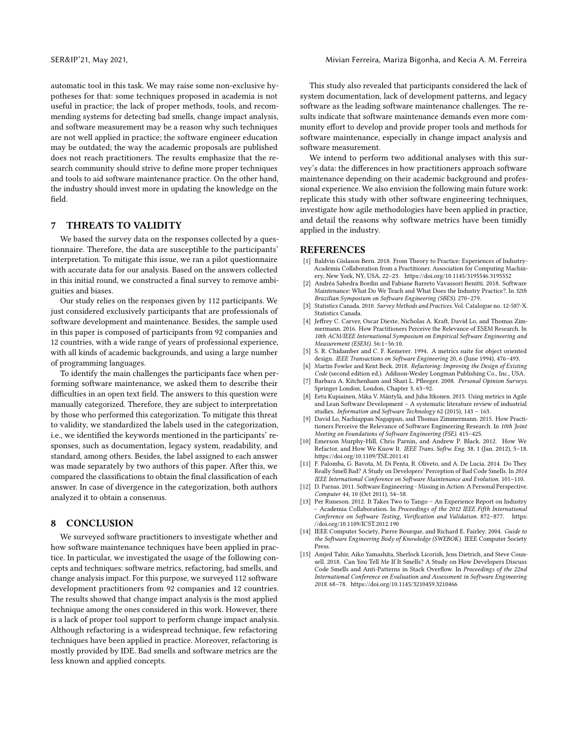automatic tool in this task. We may raise some non-exclusive hypotheses for that: some techniques proposed in academia is not useful in practice; the lack of proper methods, tools, and recommending systems for detecting bad smells, change impact analysis, and software measurement may be a reason why such techniques are not well applied in practice; the software engineer education may be outdated; the way the academic proposals are published does not reach practitioners. The results emphasize that the research community should strive to define more proper techniques and tools to aid software maintenance practice. On the other hand, the industry should invest more in updating the knowledge on the field.

## 7 THREATS TO VALIDITY

We based the survey data on the responses collected by a questionnaire. Therefore, the data are susceptible to the participants' interpretation. To mitigate this issue, we ran a pilot questionnaire with accurate data for our analysis. Based on the answers collected in this initial round, we constructed a final survey to remove ambiguities and biases.

Our study relies on the responses given by 112 participants. We just considered exclusively participants that are professionals of software development and maintenance. Besides, the sample used in this paper is composed of participants from 92 companies and 12 countries, with a wide range of years of professional experience, with all kinds of academic backgrounds, and using a large number of programming languages.

To identify the main challenges the participants face when performing software maintenance, we asked them to describe their difficulties in an open text field. The answers to this question were manually categorized. Therefore, they are subject to interpretation by those who performed this categorization. To mitigate this threat to validity, we standardized the labels used in the categorization, i.e., we identified the keywords mentioned in the participants' responses, such as documentation, legacy system, readability, and standard, among others. Besides, the label assigned to each answer was made separately by two authors of this paper. After this, we compared the classifications to obtain the final classification of each answer. In case of divergence in the categorization, both authors analyzed it to obtain a consensus.

## 8 CONCLUSION

We surveyed software practitioners to investigate whether and how software maintenance techniques have been applied in practice. In particular, we investigated the usage of the following concepts and techniques: software metrics, refactoring, bad smells, and change analysis impact. For this purpose, we surveyed 112 software development practitioners from 92 companies and 12 countries. The results showed that change impact analysis is the most applied technique among the ones considered in this work. However, there is a lack of proper tool support to perform change impact analysis. Although refactoring is a widespread technique, few refactoring techniques have been applied in practice. Moreover, refactoring is mostly provided by IDE. Bad smells and software metrics are the less known and applied concepts.

This study also revealed that participants considered the lack of system documentation, lack of development patterns, and legacy software as the leading software maintenance challenges. The results indicate that software maintenance demands even more community effort to develop and provide proper tools and methods for software maintenance, especially in change impact analysis and software measurement.

We intend to perform two additional analyses with this survey's data: the differences in how practitioners approach software maintenance depending on their academic background and professional experience. We also envision the following main future work: replicate this study with other software engineering techniques, investigate how agile methodologies have been applied in practice, and detail the reasons why software metrics have been timidly applied in the industry.

## REFERENCES

[1] Baldvin Gislason Bern. 2018. From Theory to Practice: Experiences of Industry-Academia Collaboration from a Practitioner. Association for Computing Machinery, New York, NY, USA, 22–23. https://doi.org/10.1145/3195546.3195552

[2] Andréa Sabedra Bordin and Fabiane Barreto Vavassori Benitti. 2018. Software Maintenance: What Do We Teach and What Does the Industry Practice?. In *32th Brazilian Symposium on Software Engineering (SBES)*. 270–279.

[3] Statistics Canada. 2010. *Survey Methods and Practices*. Vol. Catalogue no. 12-587-X. Statistics Canada.

[4] Jeffrey C. Carver, Oscar Dieste, Nicholas A. Kraft, David Lo, and Thomas Zimmermann. 2016. How Practitioners Perceive the Relevance of ESEM Research. In *10th ACM/IEEE International Symposium on Empirical Software Engineering and Measurement (ESEM)*. 56:1–56:10.

[5] S. R. Chidamber and C. F. Kemerer. 1994. A metrics suite for object oriented design. *IEEE Transactions on Software Engineering* 20, 6 (June 1994), 476–493.

[6] Martin Fowler and Kent Beck. 2018. *Refactoring: Improving the Design of Existing Code* (second edition ed.). Addison-Wesley Longman Publishing Co., Inc., USA.

[7] Barbara A. Kitchenham and Shari L. Pfleeger. 2008. *Personal Opinion Surveys*. Springer London, London, Chapter 3, 63–92.

[8] Eetu Kupiainen, Mika V. Mäntylä, and Juha Itkonen. 2015. Using metrics in Agile and Lean Software Development – A systematic literature review of industrial studies. *Information and Software Technology* 62 (2015), 143 – 163.

[9] David Lo, Nachiappan Nagappan, and Thomas Zimmermann. 2015. How Practitioners Perceive the Relevance of Software Engineering Research. In *10th Joint Meeting on Foundations of Software Engineering (FSE)*. 415–425.

[10] Emerson Murphy-Hill, Chris Parnin, and Andrew P. Black. 2012. How We Refactor, and How We Know It. *IEEE Trans. Softw. Eng.* 38, 1 (Jan. 2012), 5–18. https://doi.org/10.1109/TSE.2011.41

[11] F. Palomba, G. Bavota, M. Di Penta, R. Oliveto, and A. De Lucia. 2014. Do They Really Smell Bad? A Study on Developers' Perception of Bad Code Smells. In *2014 IEEE International Conference on Software Maintenance and Evolution*. 101–110.

[12] D. Parnas. 2011. Software Engineering - Missing in Action: A Personal Perspective. *Computer* 44, 10 (Oct 2011), 54–58.

[13] Per Runeson. 2012. It Takes Two to Tango – An Experience Report on Industry – Academia Collaboration. In *Proceedings of the 2012 IEEE Fifth International Conference on Software Testing, Verification and Validation*. 872–877. https://doi.org/10.1109/ICST.2012.190

[14] IEEE Computer Society, Pierre Bourque, and Richard E. Fairley. 2004. *Guide to the Software Engineering Body of Knowledge (SWEBOK)*. IEEE Computer Society Press.

[15] Amjed Tahir, Aiko Yamashita, Sherlock Licorish, Jens Dietrich, and Steve Counsell. 2018. Can You Tell Me If It Smells? A Study on How Developers Discuss Code Smells and Anti-Patterns in Stack Overflow. In *Proceedings of the 22nd International Conference on Evaluation and Assessment in Software Engineering 2018*. 68–78. https://doi.org/10.1145/3210459.3210466